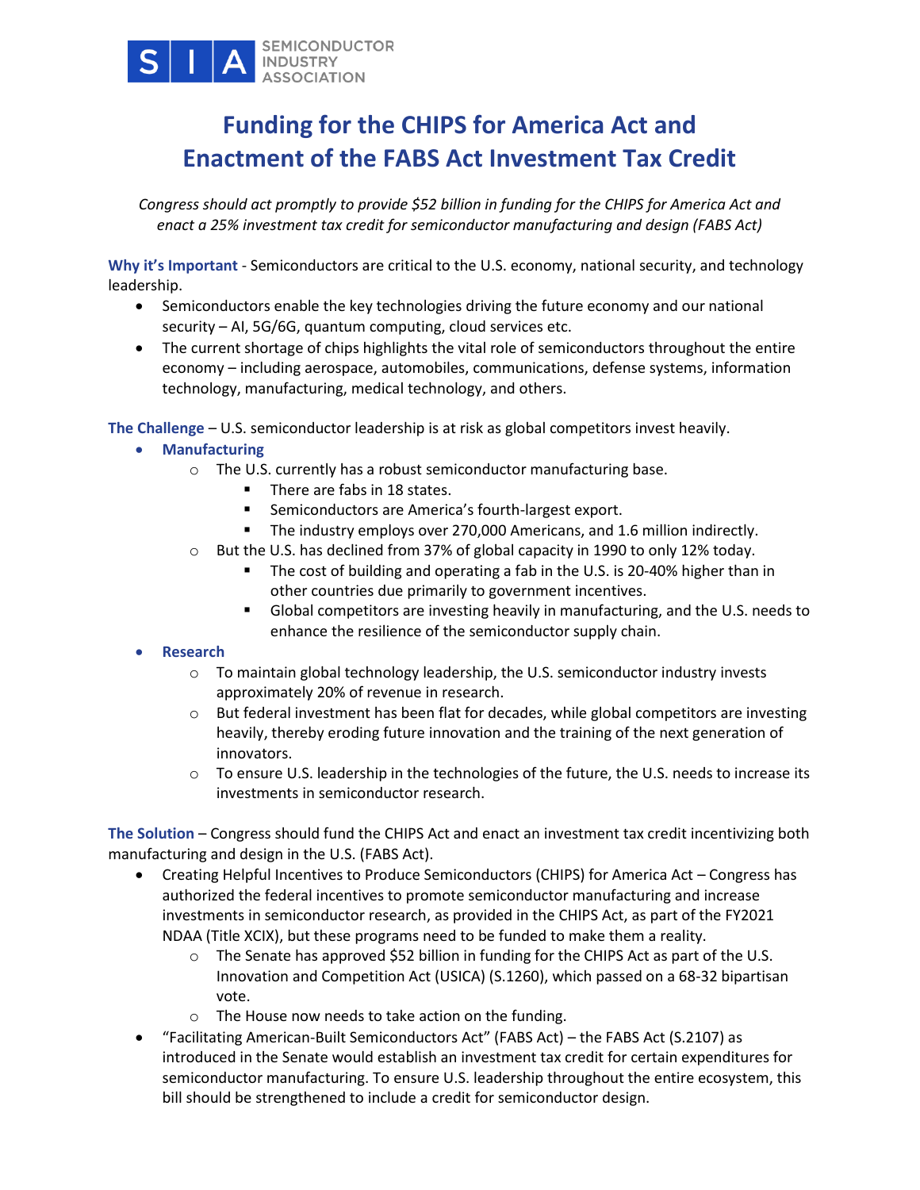SIA SEMICONDUCTOR INDUSTRY ASSOCIATION

# Funding for the CHIPS for America Act and Enactment of the FABS Act Investment Tax Credit

*Congress should act promptly to provide $52 billion in funding for the CHIPS for America Act and enact a 25% investment tax credit for semiconductor manufacturing and design (FABS Act)*

**Why it's Important** - Semiconductors are critical to the U.S. economy, national security, and technology leadership.

- Semiconductors enable the key technologies driving the future economy and our national security – AI, 5G/6G, quantum computing, cloud services etc.
- The current shortage of chips highlights the vital role of semiconductors throughout the entire economy – including aerospace, automobiles, communications, defense systems, information technology, manufacturing, medical technology, and others.

**The Challenge** – U.S. semiconductor leadership is at risk as global competitors invest heavily.

- **Manufacturing**
  - The U.S. currently has a robust semiconductor manufacturing base.
    - There are fabs in 18 states.
    - Semiconductors are America's fourth-largest export.
    - The industry employs over 270,000 Americans, and 1.6 million indirectly.
  - But the U.S. has declined from 37% of global capacity in 1990 to only 12% today.
    - The cost of building and operating a fab in the U.S. is 20-40% higher than in other countries due primarily to government incentives.
    - Global competitors are investing heavily in manufacturing, and the U.S. needs to enhance the resilience of the semiconductor supply chain.
- **Research**
  - To maintain global technology leadership, the U.S. semiconductor industry invests approximately 20% of revenue in research.
  - But federal investment has been flat for decades, while global competitors are investing heavily, thereby eroding future innovation and the training of the next generation of innovators.
  - To ensure U.S. leadership in the technologies of the future, the U.S. needs to increase its investments in semiconductor research.

**The Solution** – Congress should fund the CHIPS Act and enact an investment tax credit incentivizing both manufacturing and design in the U.S. (FABS Act).

- Creating Helpful Incentives to Produce Semiconductors (CHIPS) for America Act – Congress has authorized the federal incentives to promote semiconductor manufacturing and increase investments in semiconductor research, as provided in the CHIPS Act, as part of the FY2021 NDAA (Title XCIX), but these programs need to be funded to make them a reality.
  - The Senate has approved $52 billion in funding for the CHIPS Act as part of the U.S. Innovation and Competition Act (USICA) (S.1260), which passed on a 68-32 bipartisan vote.
  - The House now needs to take action on the funding.
- "Facilitating American-Built Semiconductors Act" (FABS Act) – the FABS Act (S.2107) as introduced in the Senate would establish an investment tax credit for certain expenditures for semiconductor manufacturing. To ensure U.S. leadership throughout the entire ecosystem, this bill should be strengthened to include a credit for semiconductor design.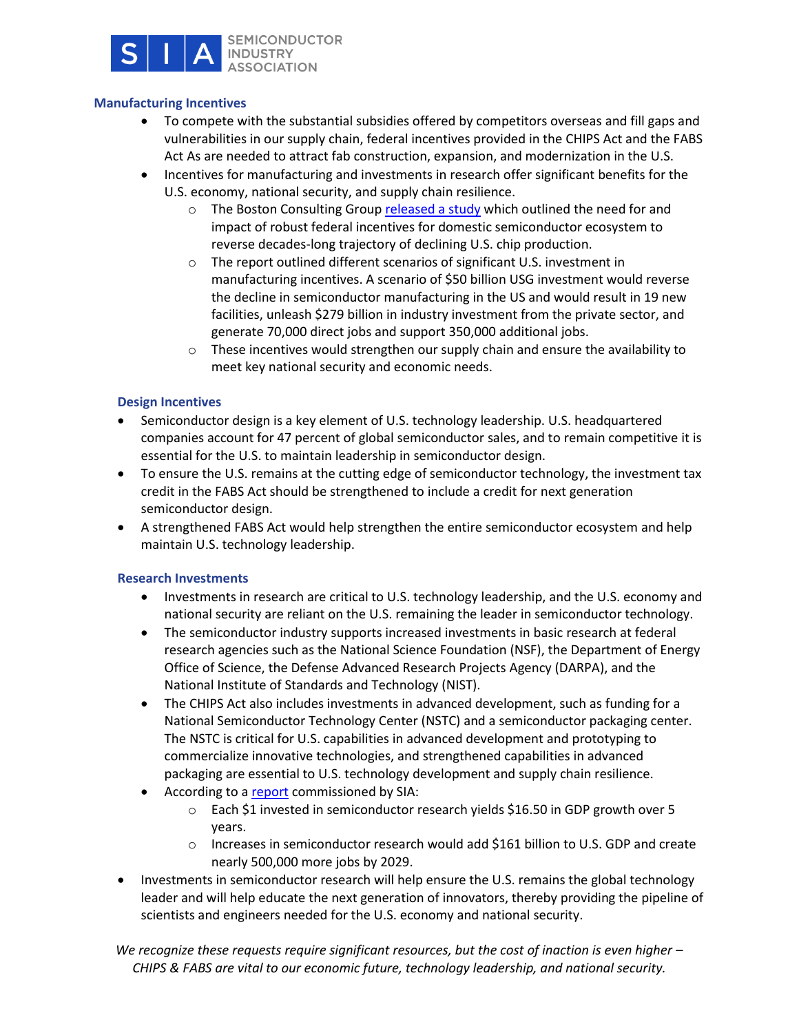## Manufacturing Incentives

- To compete with the substantial subsidies offered by competitors overseas and fill gaps and vulnerabilities in our supply chain, federal incentives provided in the CHIPS Act and the FABS Act As are needed to attract fab construction, expansion, and modernization in the U.S.
- Incentives for manufacturing and investments in research offer significant benefits for the U.S. economy, national security, and supply chain resilience.
  - The Boston Consulting Group released a study which outlined the need for and impact of robust federal incentives for domestic semiconductor ecosystem to reverse decades-long trajectory of declining U.S. chip production.
  - The report outlined different scenarios of significant U.S. investment in manufacturing incentives. A scenario of $50 billion USG investment would reverse the decline in semiconductor manufacturing in the US and would result in 19 new facilities, unleash $279 billion in industry investment from the private sector, and generate 70,000 direct jobs and support 350,000 additional jobs.
  - These incentives would strengthen our supply chain and ensure the availability to meet key national security and economic needs.

## Design Incentives

- Semiconductor design is a key element of U.S. technology leadership. U.S. headquartered companies account for 47 percent of global semiconductor sales, and to remain competitive it is essential for the U.S. to maintain leadership in semiconductor design.
- To ensure the U.S. remains at the cutting edge of semiconductor technology, the investment tax credit in the FABS Act should be strengthened to include a credit for next generation semiconductor design.
- A strengthened FABS Act would help strengthen the entire semiconductor ecosystem and help maintain U.S. technology leadership.

## Research Investments

- Investments in research are critical to U.S. technology leadership, and the U.S. economy and national security are reliant on the U.S. remaining the leader in semiconductor technology.
- The semiconductor industry supports increased investments in basic research at federal research agencies such as the National Science Foundation (NSF), the Department of Energy Office of Science, the Defense Advanced Research Projects Agency (DARPA), and the National Institute of Standards and Technology (NIST).
- The CHIPS Act also includes investments in advanced development, such as funding for a National Semiconductor Technology Center (NSTC) and a semiconductor packaging center. The NSTC is critical for U.S. capabilities in advanced development and prototyping to commercialize innovative technologies, and strengthened capabilities in advanced packaging are essential to U.S. technology development and supply chain resilience.
- According to a report commissioned by SIA:
  - Each $1 invested in semiconductor research yields $16.50 in GDP growth over 5 years.
  - Increases in semiconductor research would add $161 billion to U.S. GDP and create nearly 500,000 more jobs by 2029.
- Investments in semiconductor research will help ensure the U.S. remains the global technology leader and will help educate the next generation of innovators, thereby providing the pipeline of scientists and engineers needed for the U.S. economy and national security.

*We recognize these requests require significant resources, but the cost of inaction is even higher – CHIPS & FABS are vital to our economic future, technology leadership, and national security.*